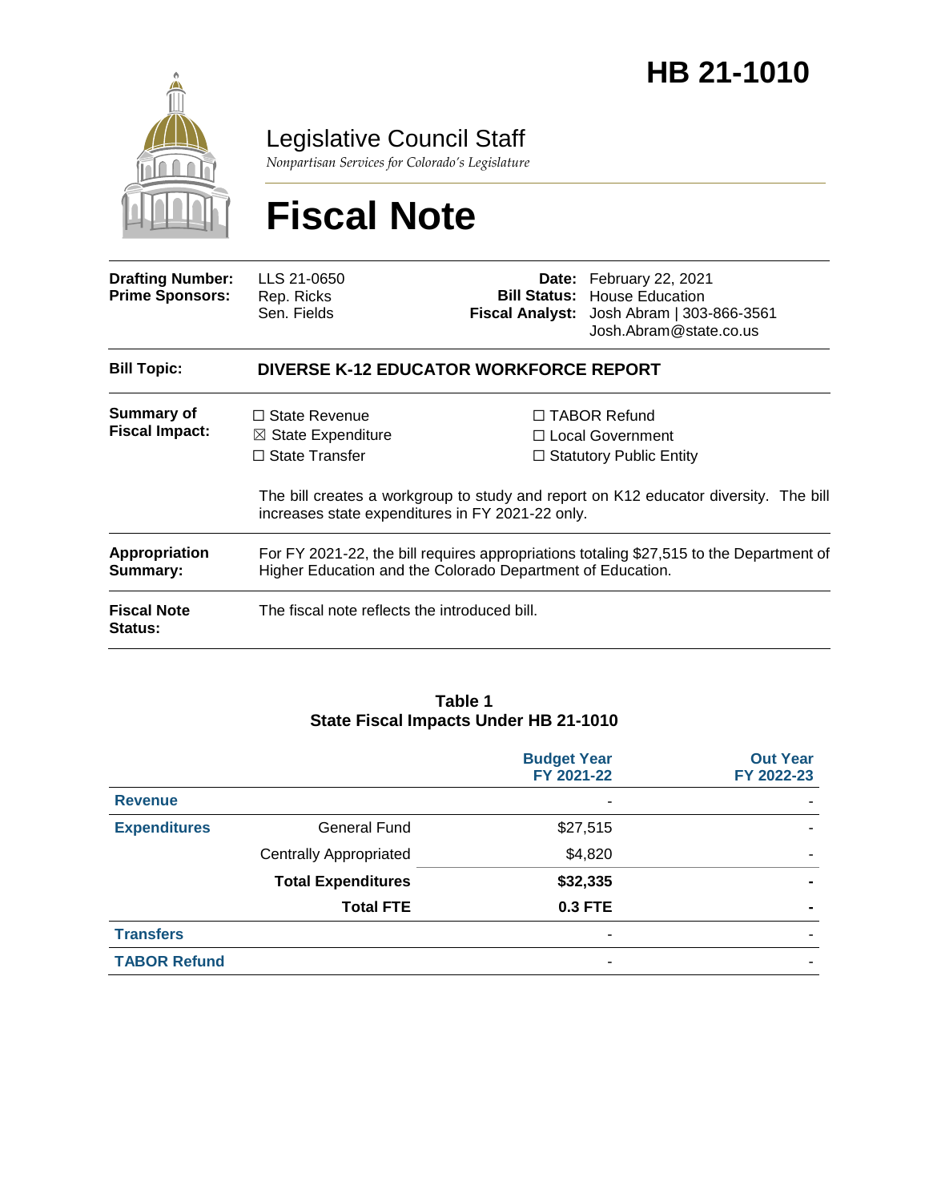# HB 21-1010

Legislative Council Staff

*Nonpartisan Services for Colorado's Legislature*

# Fiscal Note

| | | | |
|---|---|---|---|
| **Drafting Number:** | LLS 21-0650 | **Date:** | February 22, 2021 |
| **Prime Sponsors:** | Rep. Ricks<br>Sen. Fields | **Bill Status:** | House Education |
| | | **Fiscal Analyst:** | Josh Abram \| 303-866-3561<br>Josh.Abram@state.co.us |

**Bill Topic:** **DIVERSE K-12 EDUCATOR WORKFORCE REPORT**

**Summary of Fiscal Impact:**

☐ State Revenue
☒ State Expenditure
☐ State Transfer
☐ TABOR Refund
☐ Local Government
☐ Statutory Public Entity

The bill creates a workgroup to study and report on K12 educator diversity. The bill increases state expenditures in FY 2021-22 only.

**Appropriation Summary:** For FY 2021-22, the bill requires appropriations totaling $27,515 to the Department of Higher Education and the Colorado Department of Education.

**Fiscal Note Status:** The fiscal note reflects the introduced bill.

**Table 1**
**State Fiscal Impacts Under HB 21-1010**

| | | Budget Year FY 2021-22 | Out Year FY 2022-23 |
|---|---|---|---|
| **Revenue** | | - | - |
| **Expenditures** | General Fund | $27,515 | - |
| | Centrally Appropriated | $4,820 | - |
| | **Total Expenditures** | **$32,335** | **-** |
| | **Total FTE** | **0.3 FTE** | **-** |
| **Transfers** | | - | - |
| **TABOR Refund** | | - | - |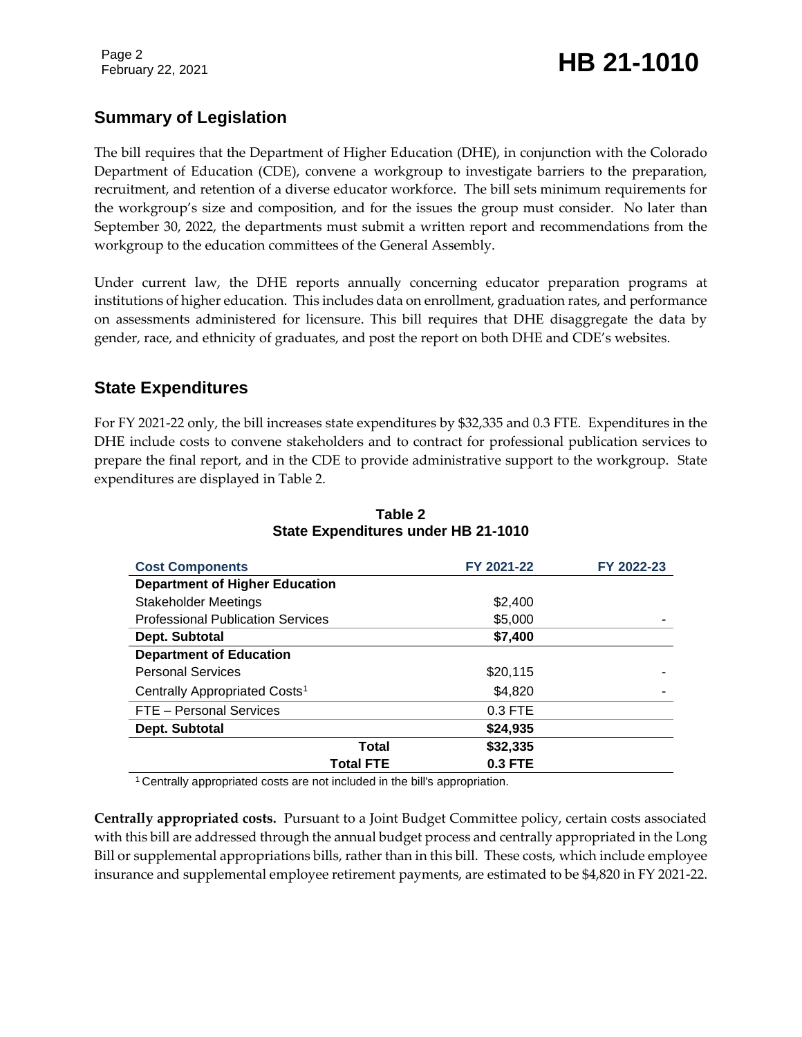## Summary of Legislation

The bill requires that the Department of Higher Education (DHE), in conjunction with the Colorado Department of Education (CDE), convene a workgroup to investigate barriers to the preparation, recruitment, and retention of a diverse educator workforce. The bill sets minimum requirements for the workgroup's size and composition, and for the issues the group must consider. No later than September 30, 2022, the departments must submit a written report and recommendations from the workgroup to the education committees of the General Assembly.

Under current law, the DHE reports annually concerning educator preparation programs at institutions of higher education. This includes data on enrollment, graduation rates, and performance on assessments administered for licensure. This bill requires that DHE disaggregate the data by gender, race, and ethnicity of graduates, and post the report on both DHE and CDE's websites.

## State Expenditures

For FY 2021-22 only, the bill increases state expenditures by $32,335 and 0.3 FTE. Expenditures in the DHE include costs to convene stakeholders and to contract for professional publication services to prepare the final report, and in the CDE to provide administrative support to the workgroup. State expenditures are displayed in Table 2.

**Table 2**
**State Expenditures under HB 21-1010**

| Cost Components | FY 2021-22 | FY 2022-23 |
|---|---|---|
| **Department of Higher Education** | | |
| Stakeholder Meetings | $2,400 | |
| Professional Publication Services | $5,000 | - |
| **Dept. Subtotal** | **$7,400** | |
| **Department of Education** | | |
| Personal Services | $20,115 | - |
| Centrally Appropriated Costs[1] | $4,820 | - |
| FTE – Personal Services | 0.3 FTE | |
| **Dept. Subtotal** | **$24,935** | |
| **Total** | **$32,335** | |
| **Total FTE** | **0.3 FTE** | |

[1] Centrally appropriated costs are not included in the bill's appropriation.

**Centrally appropriated costs.** Pursuant to a Joint Budget Committee policy, certain costs associated with this bill are addressed through the annual budget process and centrally appropriated in the Long Bill or supplemental appropriations bills, rather than in this bill. These costs, which include employee insurance and supplemental employee retirement payments, are estimated to be $4,820 in FY 2021-22.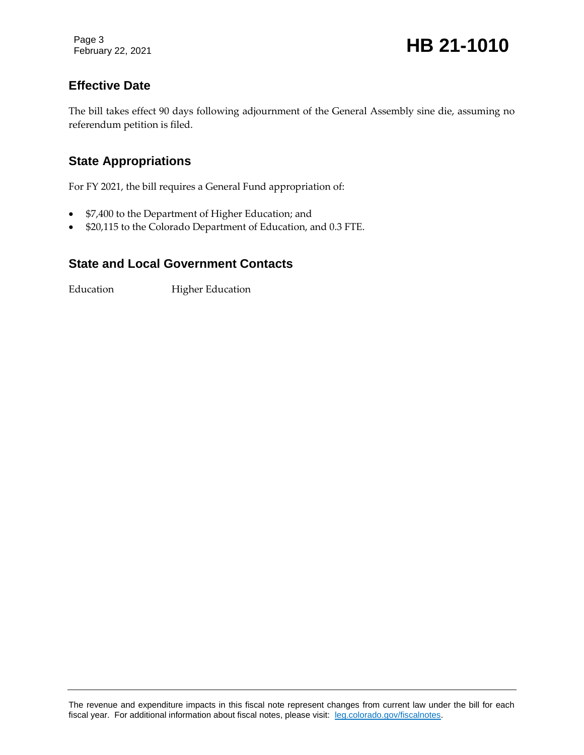## Effective Date

The bill takes effect 90 days following adjournment of the General Assembly sine die, assuming no referendum petition is filed.

## State Appropriations

For FY 2021, the bill requires a General Fund appropriation of:

- $7,400 to the Department of Higher Education; and
- $20,115 to the Colorado Department of Education, and 0.3 FTE.

## State and Local Government Contacts

Education Higher Education

The revenue and expenditure impacts in this fiscal note represent changes from current law under the bill for each fiscal year. For additional information about fiscal notes, please visit: leg.colorado.gov/fiscalnotes.